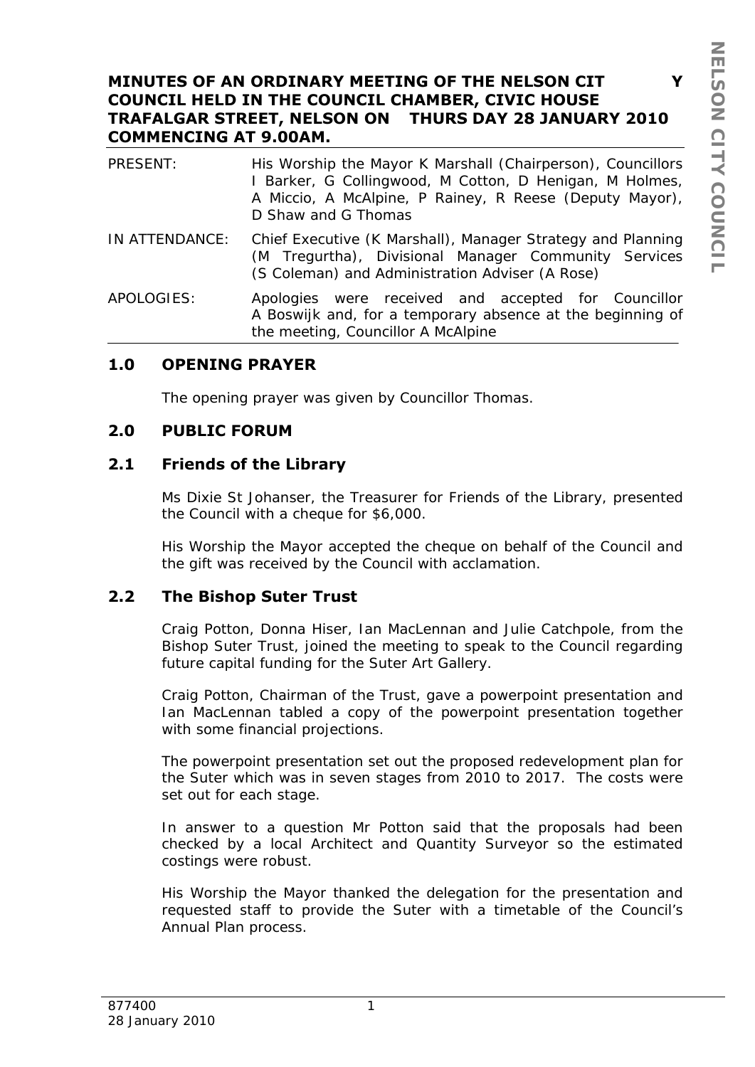**MINUTES OF AN ORDINARY MEETING OF THE NELSON CITY COUNCIL HELD IN THE COUNCIL CHAMBER, CIVIC HOUSE TRAFALGAR STREET, NELSON ON THURSDAY 28 JANUARY 2010 COMMENCING AT 9.00AM.**

| | |
|---|---|
| PRESENT: | His Worship the Mayor K Marshall (Chairperson), Councillors I Barker, G Collingwood, M Cotton, D Henigan, M Holmes, A Miccio, A McAlpine, P Rainey, R Reese (Deputy Mayor), D Shaw and G Thomas |
| IN ATTENDANCE: | Chief Executive (K Marshall), Manager Strategy and Planning (M Tregurtha), Divisional Manager Community Services (S Coleman) and Administration Adviser (A Rose) |
| APOLOGIES: | Apologies were received and accepted for Councillor A Boswijk and, for a temporary absence at the beginning of the meeting, Councillor A McAlpine |

## 1.0 OPENING PRAYER

The opening prayer was given by Councillor Thomas.

## 2.0 PUBLIC FORUM

### 2.1 Friends of the Library

Ms Dixie St Johanser, the Treasurer for Friends of the Library, presented the Council with a cheque for $6,000.

His Worship the Mayor accepted the cheque on behalf of the Council and the gift was received by the Council with acclamation.

### 2.2 The Bishop Suter Trust

Craig Potton, Donna Hiser, Ian MacLennan and Julie Catchpole, from the Bishop Suter Trust, joined the meeting to speak to the Council regarding future capital funding for the Suter Art Gallery.

Craig Potton, Chairman of the Trust, gave a powerpoint presentation and Ian MacLennan tabled a copy of the powerpoint presentation together with some financial projections.

The powerpoint presentation set out the proposed redevelopment plan for the Suter which was in seven stages from 2010 to 2017. The costs were set out for each stage.

In answer to a question Mr Potton said that the proposals had been checked by a local Architect and Quantity Surveyor so the estimated costings were robust.

His Worship the Mayor thanked the delegation for the presentation and requested staff to provide the Suter with a timetable of the Council's Annual Plan process.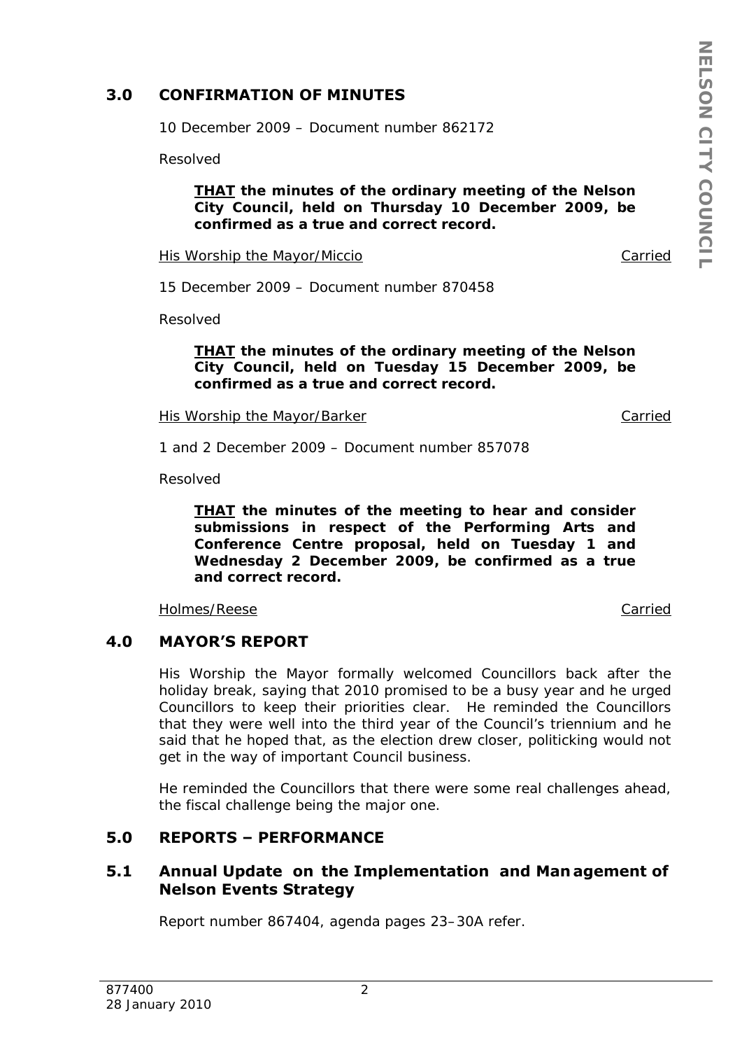## 3.0 CONFIRMATION OF MINUTES

10 December 2009 – Document number 862172

Resolved

> **THAT the minutes of the ordinary meeting of the Nelson City Council, held on Thursday 10 December 2009, be confirmed as a true and correct record.**

His Worship the Mayor/Miccio — Carried

15 December 2009 – Document number 870458

Resolved

> **THAT the minutes of the ordinary meeting of the Nelson City Council, held on Tuesday 15 December 2009, be confirmed as a true and correct record.**

His Worship the Mayor/Barker — Carried

1 and 2 December 2009 – Document number 857078

Resolved

> **THAT the minutes of the meeting to hear and consider submissions in respect of the Performing Arts and Conference Centre proposal, held on Tuesday 1 and Wednesday 2 December 2009, be confirmed as a true and correct record.**

Holmes/Reese — Carried

## 4.0 MAYOR'S REPORT

His Worship the Mayor formally welcomed Councillors back after the holiday break, saying that 2010 promised to be a busy year and he urged Councillors to keep their priorities clear. He reminded the Councillors that they were well into the third year of the Council's triennium and he said that he hoped that, as the election drew closer, politicking would not get in the way of important Council business.

He reminded the Councillors that there were some real challenges ahead, the fiscal challenge being the major one.

## 5.0 REPORTS – PERFORMANCE

### 5.1 Annual Update on the Implementation and Management of Nelson Events Strategy

Report number 867404, agenda pages 23–30A refer.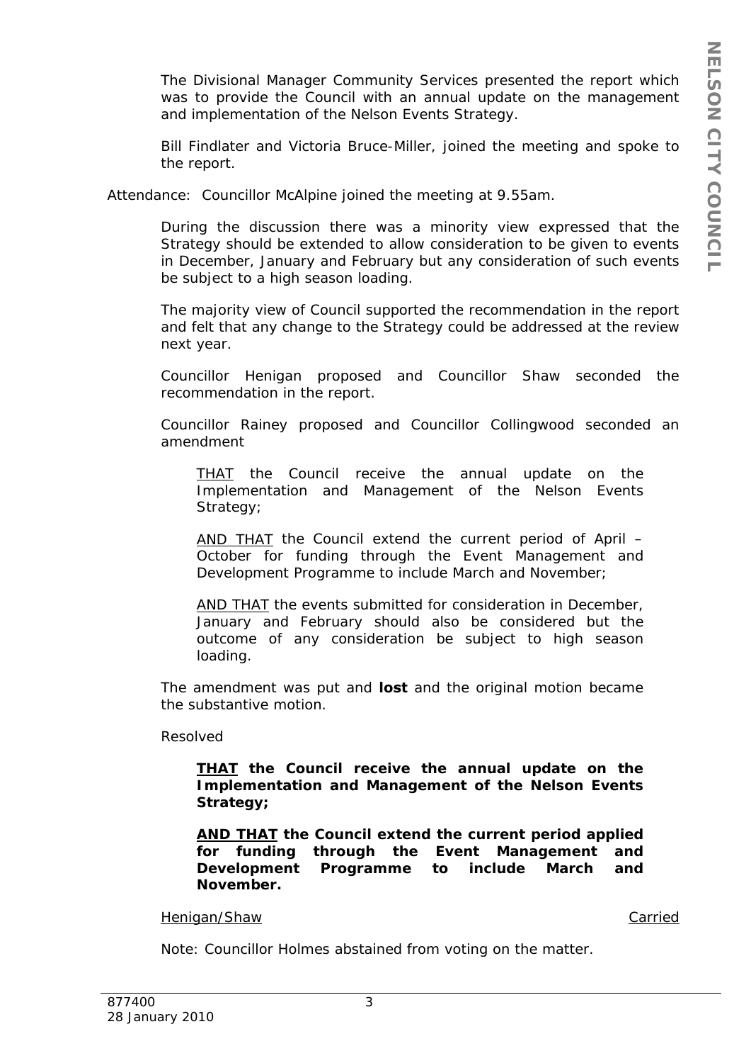The Divisional Manager Community Services presented the report which was to provide the Council with an annual update on the management and implementation of the Nelson Events Strategy.

Bill Findlater and Victoria Bruce-Miller, joined the meeting and spoke to the report.

Attendance: Councillor McAlpine joined the meeting at 9.55am.

During the discussion there was a minority view expressed that the Strategy should be extended to allow consideration to be given to events in December, January and February but any consideration of such events be subject to a high season loading.

The majority view of Council supported the recommendation in the report and felt that any change to the Strategy could be addressed at the review next year.

Councillor Henigan proposed and Councillor Shaw seconded the recommendation in the report.

Councillor Rainey proposed and Councillor Collingwood seconded an amendment

> THAT the Council receive the annual update on the Implementation and Management of the Nelson Events Strategy;
>
> AND THAT the Council extend the current period of April – October for funding through the Event Management and Development Programme to include March and November;
>
> AND THAT the events submitted for consideration in December, January and February should also be considered but the outcome of any consideration be subject to high season loading.

The amendment was put and **lost** and the original motion became the substantive motion.

Resolved

> **THAT the Council receive the annual update on the Implementation and Management of the Nelson Events Strategy;**
>
> **AND THAT the Council extend the current period applied for funding through the Event Management and Development Programme to include March and November.**

Henigan/Shaw — Carried

Note: Councillor Holmes abstained from voting on the matter.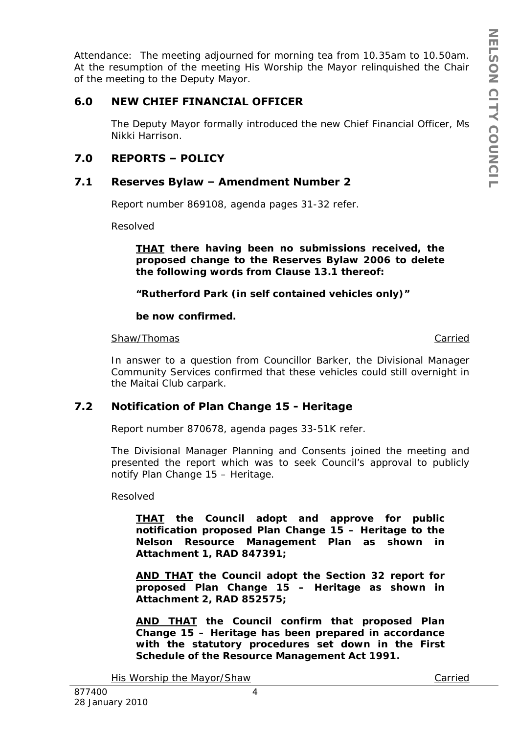Attendance: The meeting adjourned for morning tea from 10.35am to 10.50am. At the resumption of the meeting His Worship the Mayor relinquished the Chair of the meeting to the Deputy Mayor.

## 6.0 NEW CHIEF FINANCIAL OFFICER

The Deputy Mayor formally introduced the new Chief Financial Officer, Ms Nikki Harrison.

## 7.0 REPORTS – POLICY

### 7.1 Reserves Bylaw – Amendment Number 2

Report number 869108, agenda pages 31-32 refer.

Resolved

> **<u>THAT</u> there having been no submissions received, the proposed change to the Reserves Bylaw 2006 to delete the following words from Clause 13.1 thereof:**
>
> **"Rutherford Park (in self contained vehicles only)"**
>
> **be now confirmed.**

<u>Shaw/Thomas</u> <u>Carried</u>

In answer to a question from Councillor Barker, the Divisional Manager Community Services confirmed that these vehicles could still overnight in the Maitai Club carpark.

### 7.2 Notification of Plan Change 15 - Heritage

Report number 870678, agenda pages 33-51K refer.

The Divisional Manager Planning and Consents joined the meeting and presented the report which was to seek Council's approval to publicly notify Plan Change 15 – Heritage.

Resolved

> **<u>THAT</u> the Council adopt and approve for public notification proposed Plan Change 15 – Heritage to the Nelson Resource Management Plan as shown in Attachment 1, RAD 847391;**
>
> **<u>AND THAT</u> the Council adopt the Section 32 report for proposed Plan Change 15 – Heritage as shown in Attachment 2, RAD 852575;**
>
> **<u>AND THAT</u> the Council confirm that proposed Plan Change 15 – Heritage has been prepared in accordance with the statutory procedures set down in the First Schedule of the Resource Management Act 1991.**

<u>His Worship the Mayor/Shaw</u> <u>Carried</u>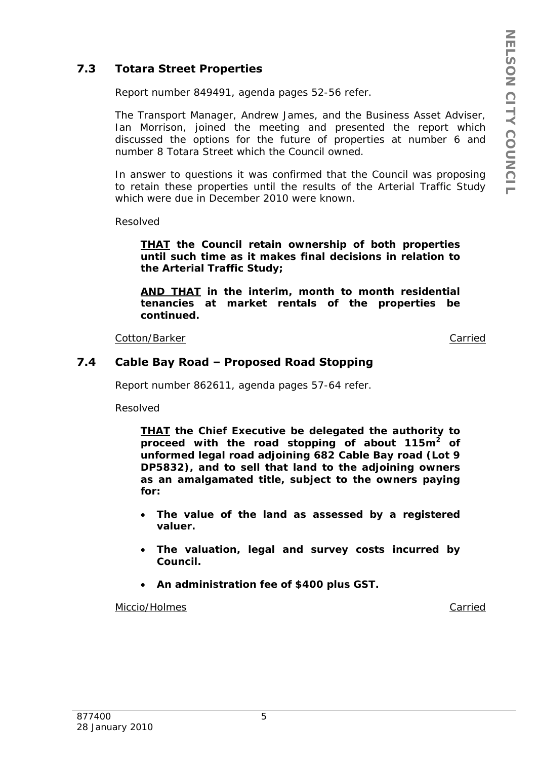## 7.3 Totara Street Properties

Report number 849491, agenda pages 52-56 refer.

The Transport Manager, Andrew James, and the Business Asset Adviser, Ian Morrison, joined the meeting and presented the report which discussed the options for the future of properties at number 6 and number 8 Totara Street which the Council owned.

In answer to questions it was confirmed that the Council was proposing to retain these properties until the results of the Arterial Traffic Study which were due in December 2010 were known.

Resolved

> **<u>THAT</u> the Council retain ownership of both properties until such time as it makes final decisions in relation to the Arterial Traffic Study;**
>
> **<u>AND THAT</u> in the interim, month to month residential tenancies at market rentals of the properties be continued.**

<u>Cotton/Barker</u> <u>Carried</u>

## 7.4 Cable Bay Road – Proposed Road Stopping

Report number 862611, agenda pages 57-64 refer.

Resolved

> **<u>THAT</u> the Chief Executive be delegated the authority to proceed with the road stopping of about 115m$^2$ of unformed legal road adjoining 682 Cable Bay road (Lot 9 DP5832), and to sell that land to the adjoining owners as an amalgamated title, subject to the owners paying for:**
>
> - **The value of the land as assessed by a registered valuer.**
> - **The valuation, legal and survey costs incurred by Council.**
> - **An administration fee of $400 plus GST.**

<u>Miccio/Holmes</u> <u>Carried</u>

877400
28 January 2010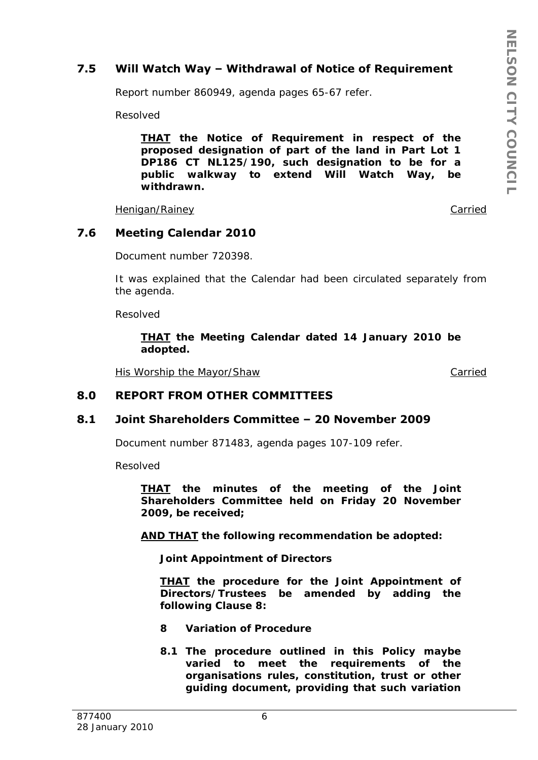## 7.5 Will Watch Way – Withdrawal of Notice of Requirement

Report number 860949, agenda pages 65-67 refer.

Resolved

> **<u>THAT</u> the Notice of Requirement in respect of the proposed designation of part of the land in Part Lot 1 DP186 CT NL125/190, such designation to be for a public walkway to extend Will Watch Way, be withdrawn.**

<u>Henigan/Rainey</u> <u>Carried</u>

## 7.6 Meeting Calendar 2010

Document number 720398.

It was explained that the Calendar had been circulated separately from the agenda.

Resolved

> **<u>THAT</u> the Meeting Calendar dated 14 January 2010 be adopted.**

<u>His Worship the Mayor/Shaw</u> <u>Carried</u>

## 8.0 REPORT FROM OTHER COMMITTEES

## 8.1 Joint Shareholders Committee – 20 November 2009

Document number 871483, agenda pages 107-109 refer.

Resolved

> **<u>THAT</u> the minutes of the meeting of the Joint Shareholders Committee held on Friday 20 November 2009, be received;**
>
> **<u>AND THAT</u> the following recommendation be adopted:**
>
> **Joint Appointment of Directors**
>
> **<u>THAT</u> the procedure for the Joint Appointment of Directors/Trustees be amended by adding the following Clause 8:**
>
> **8 Variation of Procedure**
>
> **8.1 The procedure outlined in this Policy maybe varied to meet the requirements of the organisations rules, constitution, trust or other guiding document, providing that such variation**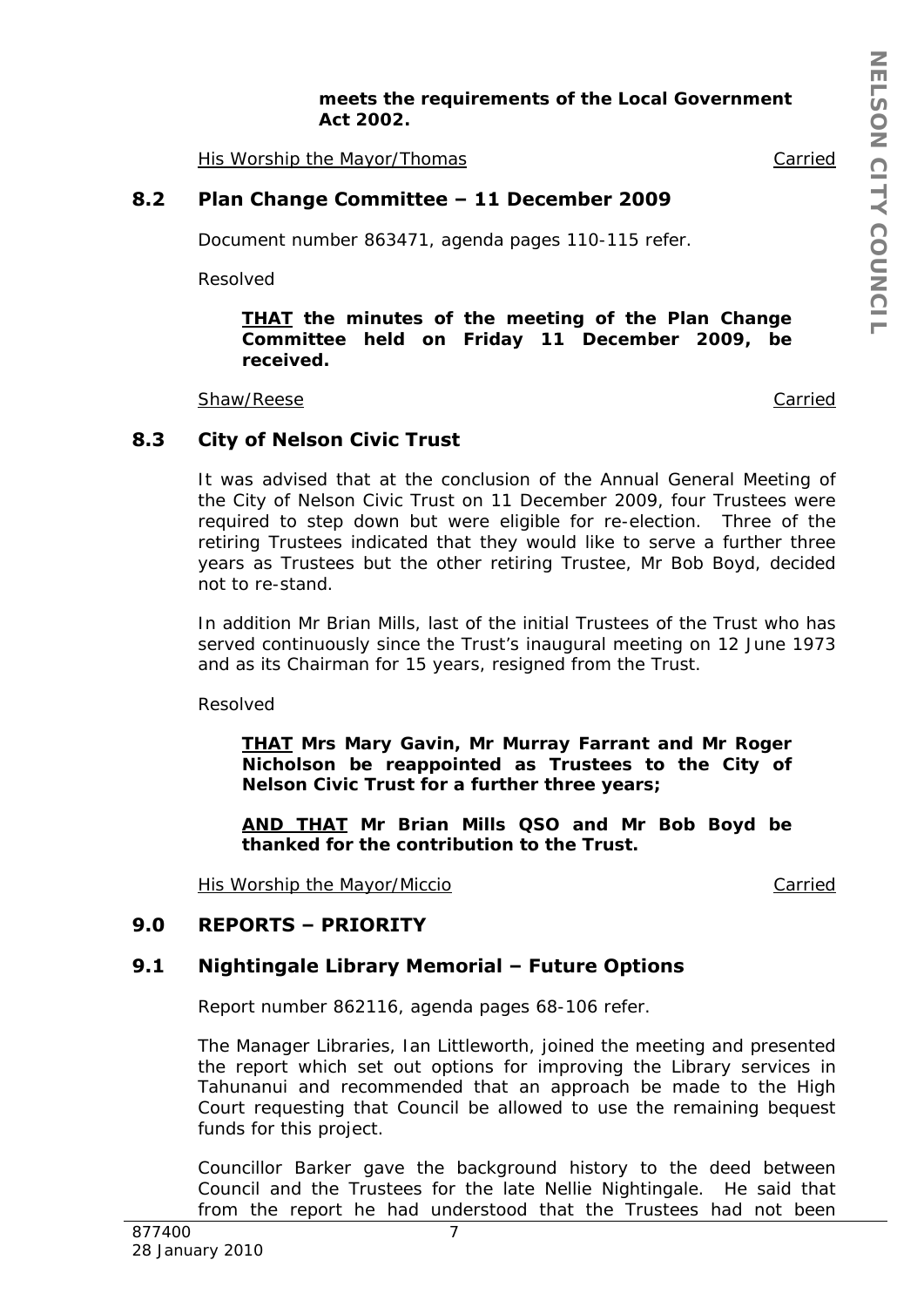**meets the requirements of the Local Government Act 2002.**

His Worship the Mayor/Thomas Carried

## 8.2 Plan Change Committee – 11 December 2009

Document number 863471, agenda pages 110-115 refer.

Resolved

> ***THAT*** **the minutes of the meeting of the Plan Change Committee held on Friday 11 December 2009, be received.**

Shaw/Reese Carried

## 8.3 City of Nelson Civic Trust

It was advised that at the conclusion of the Annual General Meeting of the City of Nelson Civic Trust on 11 December 2009, four Trustees were required to step down but were eligible for re-election. Three of the retiring Trustees indicated that they would like to serve a further three years as Trustees but the other retiring Trustee, Mr Bob Boyd, decided not to re-stand.

In addition Mr Brian Mills, last of the initial Trustees of the Trust who has served continuously since the Trust's inaugural meeting on 12 June 1973 and as its Chairman for 15 years, resigned from the Trust.

Resolved

> ***THAT*** **Mrs Mary Gavin, Mr Murray Farrant and Mr Roger Nicholson be reappointed as Trustees to the City of Nelson Civic Trust for a further three years;**
>
> ***AND THAT*** **Mr Brian Mills QSO and Mr Bob Boyd be thanked for the contribution to the Trust.**

His Worship the Mayor/Miccio Carried

## 9.0 REPORTS – PRIORITY

## 9.1 Nightingale Library Memorial – Future Options

Report number 862116, agenda pages 68-106 refer.

The Manager Libraries, Ian Littleworth, joined the meeting and presented the report which set out options for improving the Library services in Tahunanui and recommended that an approach be made to the High Court requesting that Council be allowed to use the remaining bequest funds for this project.

Councillor Barker gave the background history to the deed between Council and the Trustees for the late Nellie Nightingale. He said that from the report he had understood that the Trustees had not been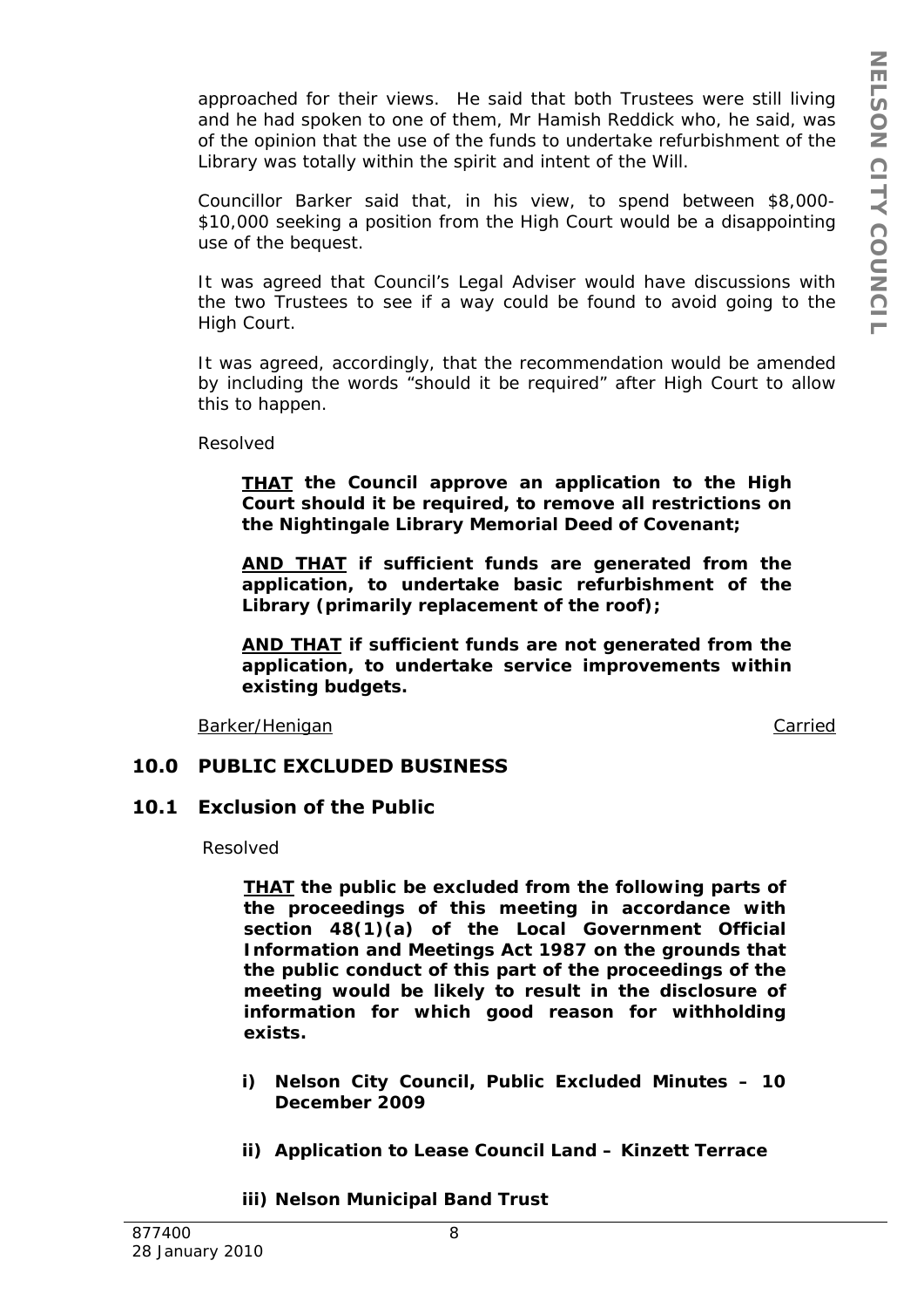approached for their views. He said that both Trustees were still living and he had spoken to one of them, Mr Hamish Reddick who, he said, was of the opinion that the use of the funds to undertake refurbishment of the Library was totally within the spirit and intent of the Will.

Councillor Barker said that, in his view, to spend between $8,000-$10,000 seeking a position from the High Court would be a disappointing use of the bequest.

It was agreed that Council's Legal Adviser would have discussions with the two Trustees to see if a way could be found to avoid going to the High Court.

It was agreed, accordingly, that the recommendation would be amended by including the words "should it be required" after High Court to allow this to happen.

Resolved

> **THAT the Council approve an application to the High Court should it be required, to remove all restrictions on the Nightingale Library Memorial Deed of Covenant;**
>
> **AND THAT if sufficient funds are generated from the application, to undertake basic refurbishment of the Library (primarily replacement of the roof);**
>
> **AND THAT if sufficient funds are not generated from the application, to undertake service improvements within existing budgets.**

Barker/Henigan — Carried

## 10.0 PUBLIC EXCLUDED BUSINESS

### 10.1 Exclusion of the Public

Resolved

> **THAT the public be excluded from the following parts of the proceedings of this meeting in accordance with section 48(1)(a) of the Local Government Official Information and Meetings Act 1987 on the grounds that the public conduct of this part of the proceedings of the meeting would be likely to result in the disclosure of information for which good reason for withholding exists.**
>
> **i) Nelson City Council, Public Excluded Minutes – 10 December 2009**
>
> **ii) Application to Lease Council Land – Kinzett Terrace**
>
> **iii) Nelson Municipal Band Trust**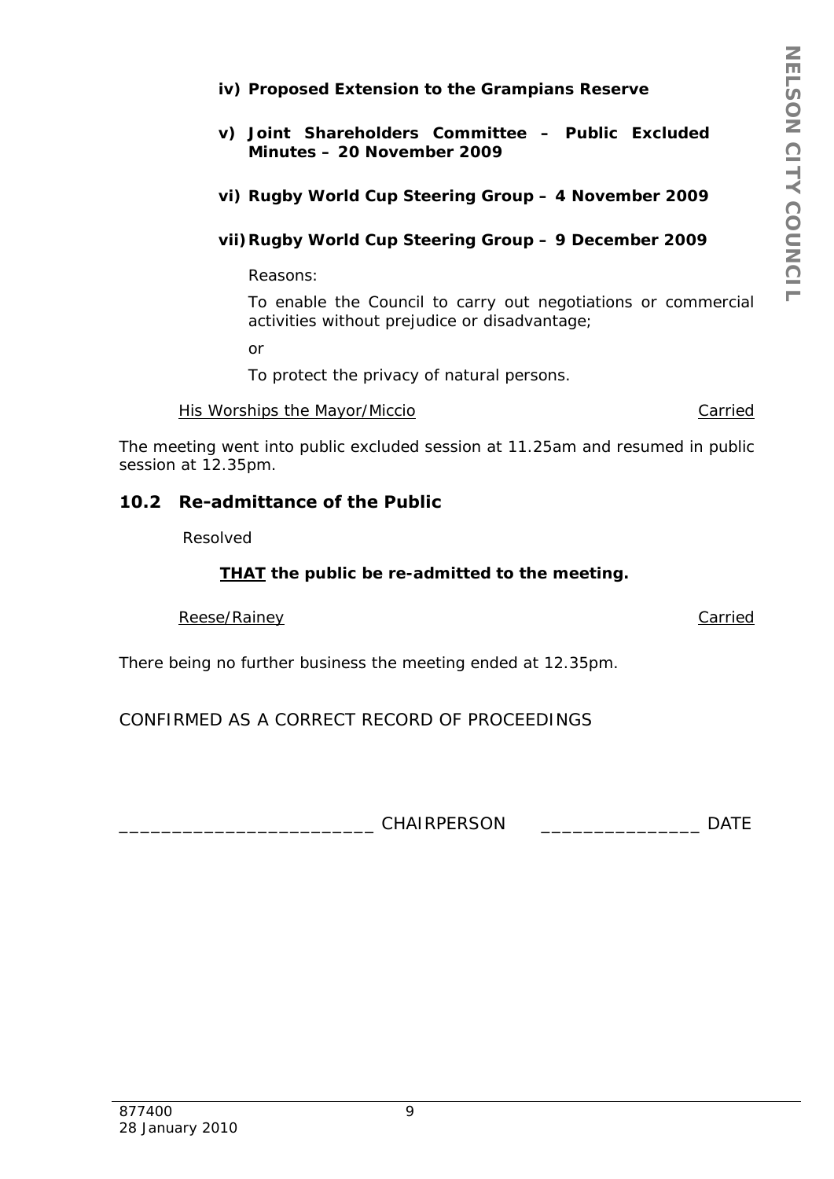**iv) Proposed Extension to the Grampians Reserve**

**v) Joint Shareholders Committee – Public Excluded Minutes – 20 November 2009**

**vi) Rugby World Cup Steering Group – 4 November 2009**

**vii) Rugby World Cup Steering Group – 9 December 2009**

Reasons:

To enable the Council to carry out negotiations or commercial activities without prejudice or disadvantage;

or

To protect the privacy of natural persons.

His Worships the Mayor/Miccio — Carried

The meeting went into public excluded session at 11.25am and resumed in public session at 12.35pm.

## 10.2 Re-admittance of the Public

Resolved

**THAT the public be re-admitted to the meeting.**

Reese/Rainey — Carried

There being no further business the meeting ended at 12.35pm.

CONFIRMED AS A CORRECT RECORD OF PROCEEDINGS

________________________ CHAIRPERSON     _______________ DATE

877400
28 January 2010